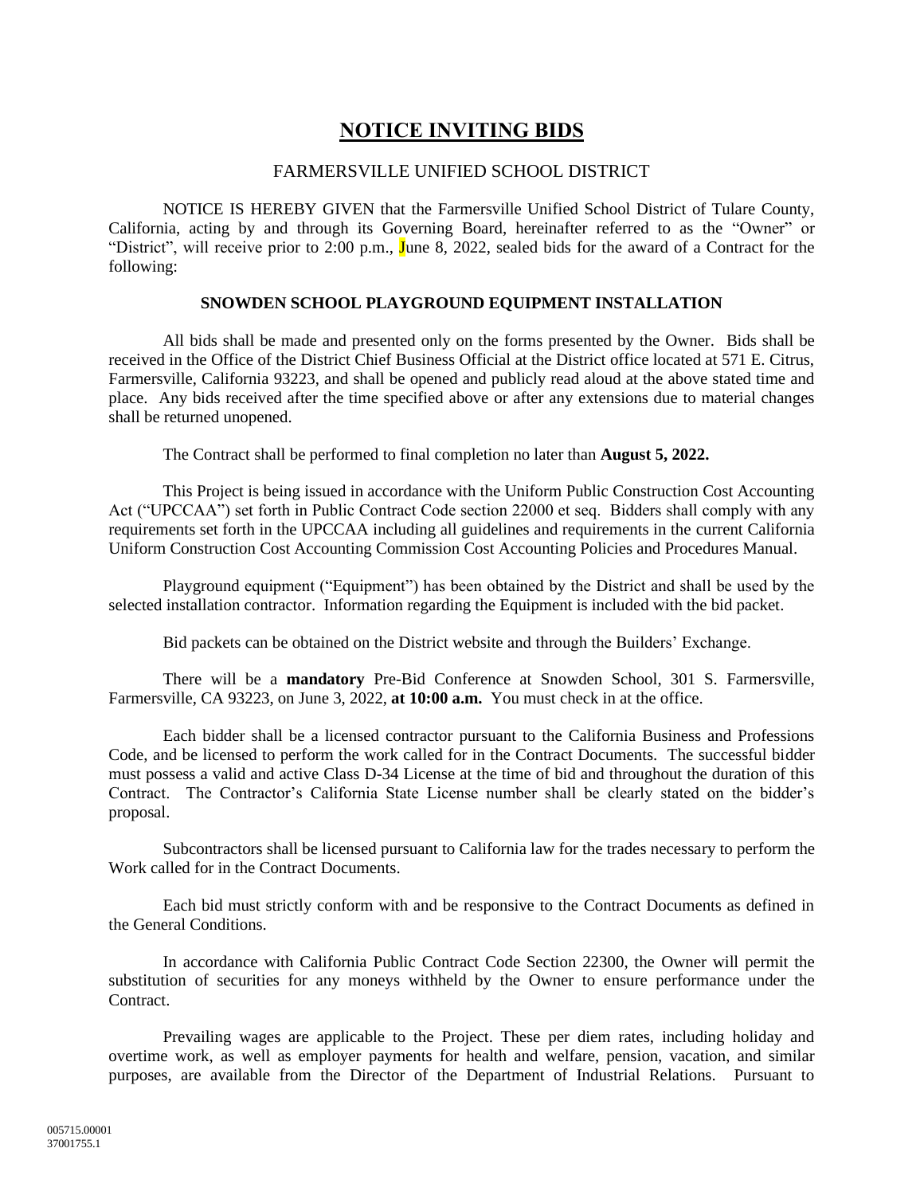# NOTICE INVITING BIDS

FARMERSVILLE UNIFIED SCHOOL DISTRICT

NOTICE IS HEREBY GIVEN that the Farmersville Unified School District of Tulare County, California, acting by and through its Governing Board, hereinafter referred to as the "Owner" or "District", will receive prior to 2:00 p.m., June 8, 2022, sealed bids for the award of a Contract for the following:

**SNOWDEN SCHOOL PLAYGROUND EQUIPMENT INSTALLATION**

All bids shall be made and presented only on the forms presented by the Owner. Bids shall be received in the Office of the District Chief Business Official at the District office located at 571 E. Citrus, Farmersville, California 93223, and shall be opened and publicly read aloud at the above stated time and place. Any bids received after the time specified above or after any extensions due to material changes shall be returned unopened.

The Contract shall be performed to final completion no later than **August 5, 2022.**

This Project is being issued in accordance with the Uniform Public Construction Cost Accounting Act ("UPCCAA") set forth in Public Contract Code section 22000 et seq. Bidders shall comply with any requirements set forth in the UPCCAA including all guidelines and requirements in the current California Uniform Construction Cost Accounting Commission Cost Accounting Policies and Procedures Manual.

Playground equipment ("Equipment") has been obtained by the District and shall be used by the selected installation contractor. Information regarding the Equipment is included with the bid packet.

Bid packets can be obtained on the District website and through the Builders' Exchange.

There will be a **mandatory** Pre-Bid Conference at Snowden School, 301 S. Farmersville, Farmersville, CA 93223, on June 3, 2022, **at 10:00 a.m.** You must check in at the office.

Each bidder shall be a licensed contractor pursuant to the California Business and Professions Code, and be licensed to perform the work called for in the Contract Documents. The successful bidder must possess a valid and active Class D-34 License at the time of bid and throughout the duration of this Contract. The Contractor's California State License number shall be clearly stated on the bidder's proposal.

Subcontractors shall be licensed pursuant to California law for the trades necessary to perform the Work called for in the Contract Documents.

Each bid must strictly conform with and be responsive to the Contract Documents as defined in the General Conditions.

In accordance with California Public Contract Code Section 22300, the Owner will permit the substitution of securities for any moneys withheld by the Owner to ensure performance under the Contract.

Prevailing wages are applicable to the Project. These per diem rates, including holiday and overtime work, as well as employer payments for health and welfare, pension, vacation, and similar purposes, are available from the Director of the Department of Industrial Relations. Pursuant to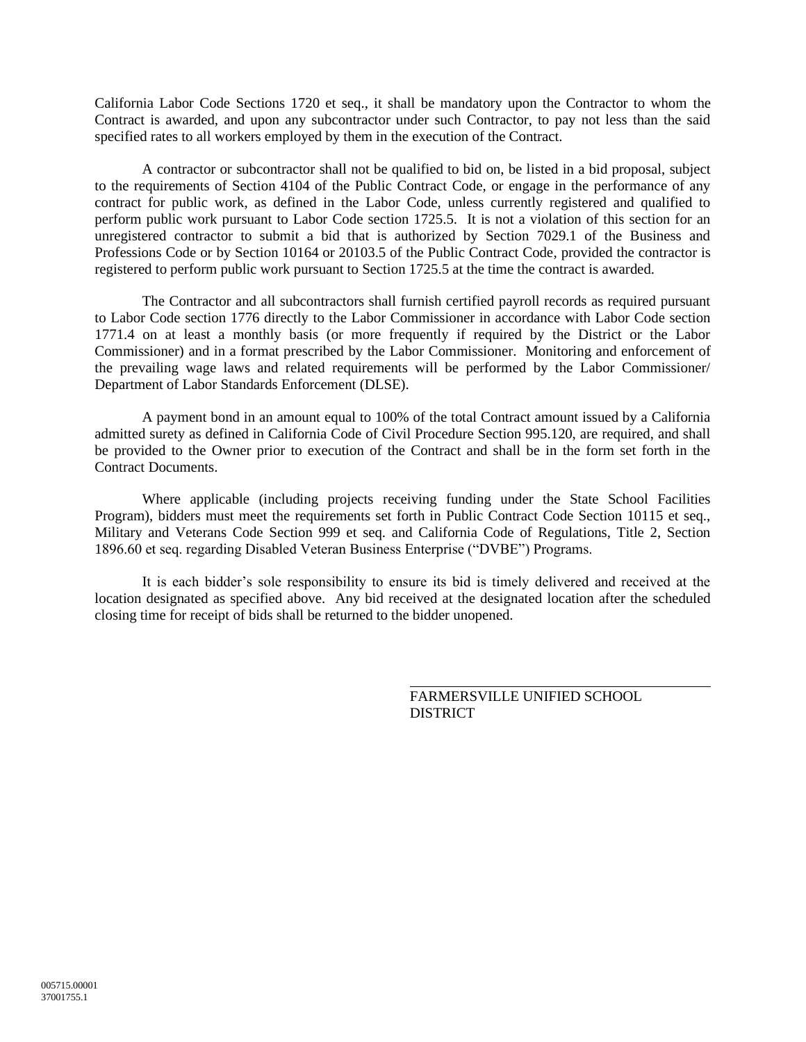California Labor Code Sections 1720 et seq., it shall be mandatory upon the Contractor to whom the Contract is awarded, and upon any subcontractor under such Contractor, to pay not less than the said specified rates to all workers employed by them in the execution of the Contract.

A contractor or subcontractor shall not be qualified to bid on, be listed in a bid proposal, subject to the requirements of Section 4104 of the Public Contract Code, or engage in the performance of any contract for public work, as defined in the Labor Code, unless currently registered and qualified to perform public work pursuant to Labor Code section 1725.5. It is not a violation of this section for an unregistered contractor to submit a bid that is authorized by Section 7029.1 of the Business and Professions Code or by Section 10164 or 20103.5 of the Public Contract Code, provided the contractor is registered to perform public work pursuant to Section 1725.5 at the time the contract is awarded.

The Contractor and all subcontractors shall furnish certified payroll records as required pursuant to Labor Code section 1776 directly to the Labor Commissioner in accordance with Labor Code section 1771.4 on at least a monthly basis (or more frequently if required by the District or the Labor Commissioner) and in a format prescribed by the Labor Commissioner. Monitoring and enforcement of the prevailing wage laws and related requirements will be performed by the Labor Commissioner/ Department of Labor Standards Enforcement (DLSE).

A payment bond in an amount equal to 100% of the total Contract amount issued by a California admitted surety as defined in California Code of Civil Procedure Section 995.120, are required, and shall be provided to the Owner prior to execution of the Contract and shall be in the form set forth in the Contract Documents.

Where applicable (including projects receiving funding under the State School Facilities Program), bidders must meet the requirements set forth in Public Contract Code Section 10115 et seq., Military and Veterans Code Section 999 et seq. and California Code of Regulations, Title 2, Section 1896.60 et seq. regarding Disabled Veteran Business Enterprise ("DVBE") Programs.

It is each bidder's sole responsibility to ensure its bid is timely delivered and received at the location designated as specified above. Any bid received at the designated location after the scheduled closing time for receipt of bids shall be returned to the bidder unopened.

FARMERSVILLE UNIFIED SCHOOL DISTRICT

005715.00001
37001755.1